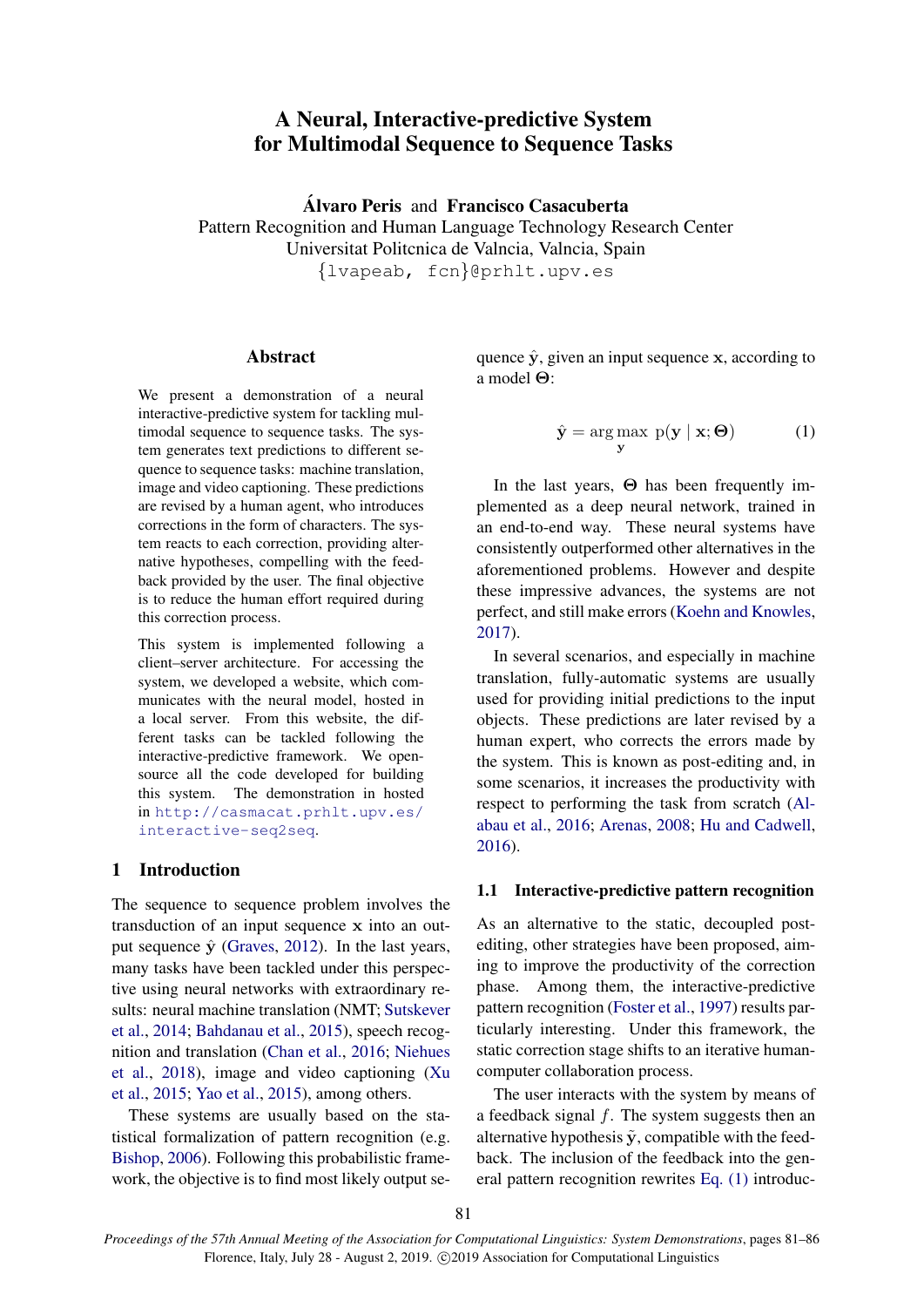# A Neural, Interactive-predictive System for Multimodal Sequence to Sequence Tasks

**Álvaro Peris** and **Francisco Casacuberta**

Pattern Recognition and Human Language Technology Research Center
Universitat Politcnica de Valncia, Valncia, Spain
{lvapeab, fcn}@prhlt.upv.es

## Abstract

We present a demonstration of a neural interactive-predictive system for tackling multimodal sequence to sequence tasks. The system generates text predictions to different sequence to sequence tasks: machine translation, image and video captioning. These predictions are revised by a human agent, who introduces corrections in the form of characters. The system reacts to each correction, providing alternative hypotheses, compelling with the feedback provided by the user. The final objective is to reduce the human effort required during this correction process.

This system is implemented following a client–server architecture. For accessing the system, we developed a website, which communicates with the neural model, hosted in a local server. From this website, the different tasks can be tackled following the interactive-predictive framework. We open-source all the code developed for building this system. The demonstration in hosted in http://casmacat.prhlt.upv.es/interactive-seq2seq.

## 1 Introduction

The sequence to sequence problem involves the transduction of an input sequence $\mathbf{x}$ into an output sequence $\hat{\mathbf{y}}$ (Graves, 2012). In the last years, many tasks have been tackled under this perspective using neural networks with extraordinary results: neural machine translation (NMT; Sutskever et al., 2014; Bahdanau et al., 2015), speech recognition and translation (Chan et al., 2016; Niehues et al., 2018), image and video captioning (Xu et al., 2015; Yao et al., 2015), among others.

These systems are usually based on the statistical formalization of pattern recognition (e.g. Bishop, 2006). Following this probabilistic framework, the objective is to find most likely output sequence $\hat{\mathbf{y}}$, given an input sequence $\mathbf{x}$, according to a model $\boldsymbol{\Theta}$:

$$\hat{\mathbf{y}} = \underset{\mathbf{y}}{\arg\max}\ p(\mathbf{y} \mid \mathbf{x}; \boldsymbol{\Theta}) \tag{1}$$

In the last years, $\boldsymbol{\Theta}$ has been frequently implemented as a deep neural network, trained in an end-to-end way. These neural systems have consistently outperformed other alternatives in the aforementioned problems. However and despite these impressive advances, the systems are not perfect, and still make errors (Koehn and Knowles, 2017).

In several scenarios, and especially in machine translation, fully-automatic systems are usually used for providing initial predictions to the input objects. These predictions are later revised by a human expert, who corrects the errors made by the system. This is known as post-editing and, in some scenarios, it increases the productivity with respect to performing the task from scratch (Alabau et al., 2016; Arenas, 2008; Hu and Cadwell, 2016).

### 1.1 Interactive-predictive pattern recognition

As an alternative to the static, decoupled post-editing, other strategies have been proposed, aiming to improve the productivity of the correction phase. Among them, the interactive-predictive pattern recognition (Foster et al., 1997) results particularly interesting. Under this framework, the static correction stage shifts to an iterative human-computer collaboration process.

The user interacts with the system by means of a feedback signal $f$. The system suggests then an alternative hypothesis $\tilde{\mathbf{y}}$, compatible with the feedback. The inclusion of the feedback into the general pattern recognition rewrites Eq. (1) introduc-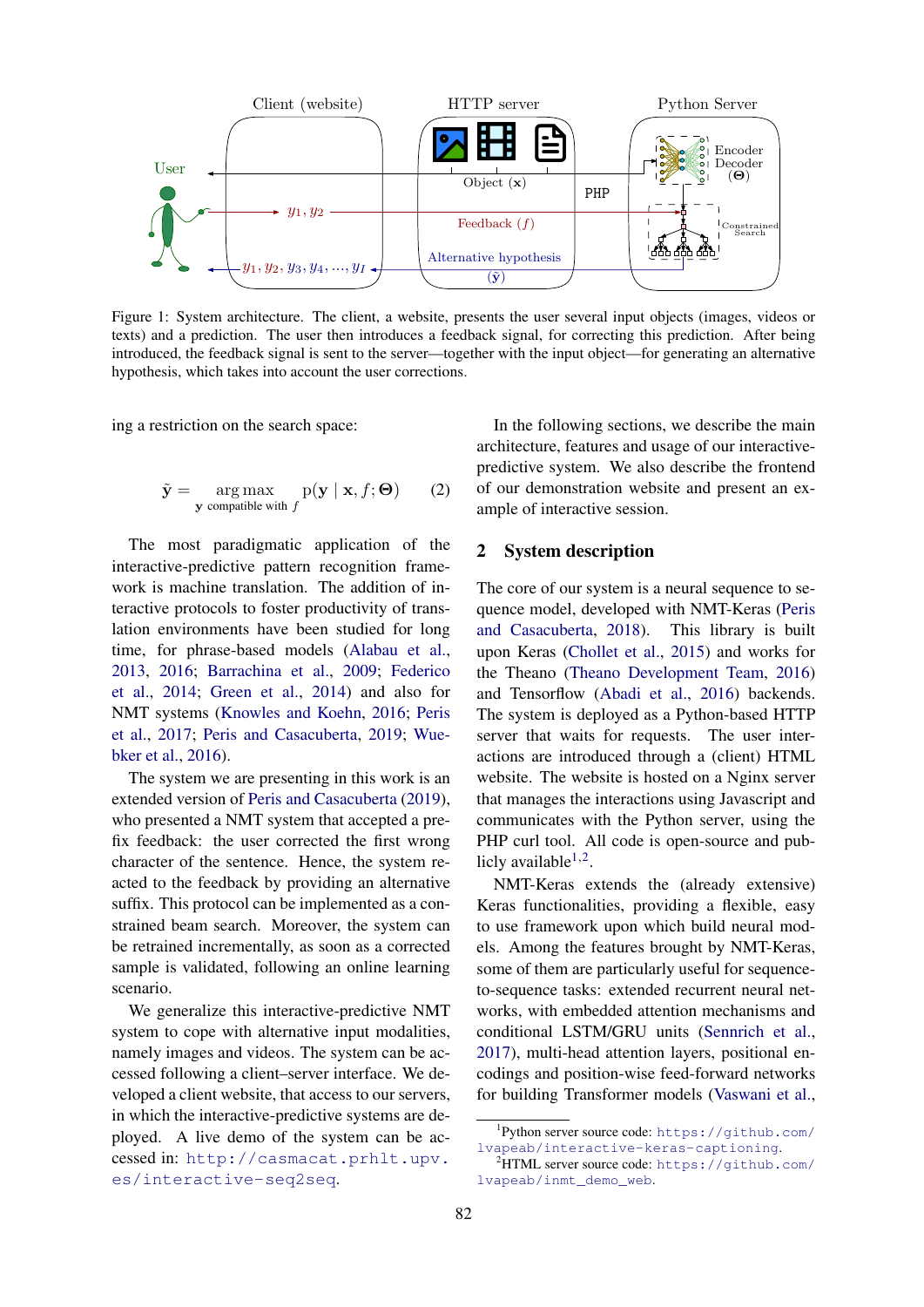Figure 1: System architecture. The client, a website, presents the user several input objects (images, videos or texts) and a prediction. The user then introduces a feedback signal, for correcting this prediction. After being introduced, the feedback signal is sent to the server—together with the input object—for generating an alternative hypothesis, which takes into account the user corrections.

ing a restriction on the search space:

$$\tilde{\mathbf{y}} = \underset{\mathbf{y} \text{ compatible with } f}{\arg\max} \; \mathrm{p}(\mathbf{y} \mid \mathbf{x}, f; \boldsymbol{\Theta}) \qquad (2)$$

The most paradigmatic application of the interactive-predictive pattern recognition framework is machine translation. The addition of interactive protocols to foster productivity of translation environments have been studied for long time, for phrase-based models (Alabau et al., 2013, 2016; Barrachina et al., 2009; Federico et al., 2014; Green et al., 2014) and also for NMT systems (Knowles and Koehn, 2016; Peris et al., 2017; Peris and Casacuberta, 2019; Wuebker et al., 2016).

The system we are presenting in this work is an extended version of Peris and Casacuberta (2019), who presented a NMT system that accepted a prefix feedback: the user corrected the first wrong character of the sentence. Hence, the system reacted to the feedback by providing an alternative suffix. This protocol can be implemented as a constrained beam search. Moreover, the system can be retrained incrementally, as soon as a corrected sample is validated, following an online learning scenario.

We generalize this interactive-predictive NMT system to cope with alternative input modalities, namely images and videos. The system can be accessed following a client–server interface. We developed a client website, that access to our servers, in which the interactive-predictive systems are deployed. A live demo of the system can be accessed in: http://casmacat.prhlt.upv.es/interactive-seq2seq.

In the following sections, we describe the main architecture, features and usage of our interactive-predictive system. We also describe the frontend of our demonstration website and present an example of interactive session.

## 2 System description

The core of our system is a neural sequence to sequence model, developed with NMT-Keras (Peris and Casacuberta, 2018). This library is built upon Keras (Chollet et al., 2015) and works for the Theano (Theano Development Team, 2016) and Tensorflow (Abadi et al., 2016) backends. The system is deployed as a Python-based HTTP server that waits for requests. The user interactions are introduced through a (client) HTML website. The website is hosted on a Nginx server that manages the interactions using Javascript and communicates with the Python server, using the PHP curl tool. All code is open-source and publicly available[1,2].

NMT-Keras extends the (already extensive) Keras functionalities, providing a flexible, easy to use framework upon which build neural models. Among the features brought by NMT-Keras, some of them are particularly useful for sequence-to-sequence tasks: extended recurrent neural networks, with embedded attention mechanisms and conditional LSTM/GRU units (Sennrich et al., 2017), multi-head attention layers, positional encodings and position-wise feed-forward networks for building Transformer models (Vaswani et al.,

[1]Python server source code: https://github.com/lvapeab/interactive-keras-captioning.
[2]HTML server source code: https://github.com/lvapeab/inmt_demo_web.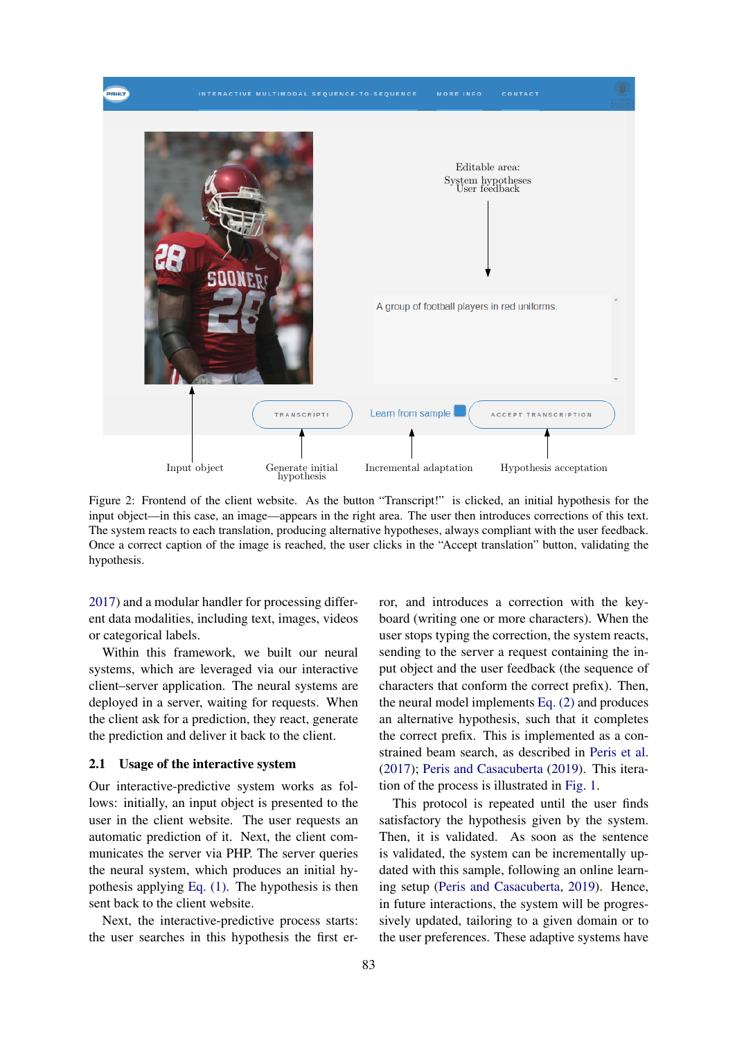Figure 2: Frontend of the client website. As the button “Transcript!” is clicked, an initial hypothesis for the input object—in this case, an image—appears in the right area. The user then introduces corrections of this text. The system reacts to each translation, producing alternative hypotheses, always compliant with the user feedback. Once a correct caption of the image is reached, the user clicks in the “Accept translation” button, validating the hypothesis.

2017) and a modular handler for processing different data modalities, including text, images, videos or categorical labels.

Within this framework, we built our neural systems, which are leveraged via our interactive client–server application. The neural systems are deployed in a server, waiting for requests. When the client ask for a prediction, they react, generate the prediction and deliver it back to the client.

## 2.1 Usage of the interactive system

Our interactive-predictive system works as follows: initially, an input object is presented to the user in the client website. The user requests an automatic prediction of it. Next, the client communicates the server via PHP. The server queries the neural system, which produces an initial hypothesis applying Eq. (1). The hypothesis is then sent back to the client website.

Next, the interactive-predictive process starts: the user searches in this hypothesis the first error, and introduces a correction with the keyboard (writing one or more characters). When the user stops typing the correction, the system reacts, sending to the server a request containing the input object and the user feedback (the sequence of characters that conform the correct prefix). Then, the neural model implements Eq. (2) and produces an alternative hypothesis, such that it completes the correct prefix. This is implemented as a constrained beam search, as described in Peris et al. (2017); Peris and Casacuberta (2019). This iteration of the process is illustrated in Fig. 1.

This protocol is repeated until the user finds satisfactory the hypothesis given by the system. Then, it is validated. As soon as the sentence is validated, the system can be incrementally updated with this sample, following an online learning setup (Peris and Casacuberta, 2019). Hence, in future interactions, the system will be progressively updated, tailoring to a given domain or to the user preferences. These adaptive systems have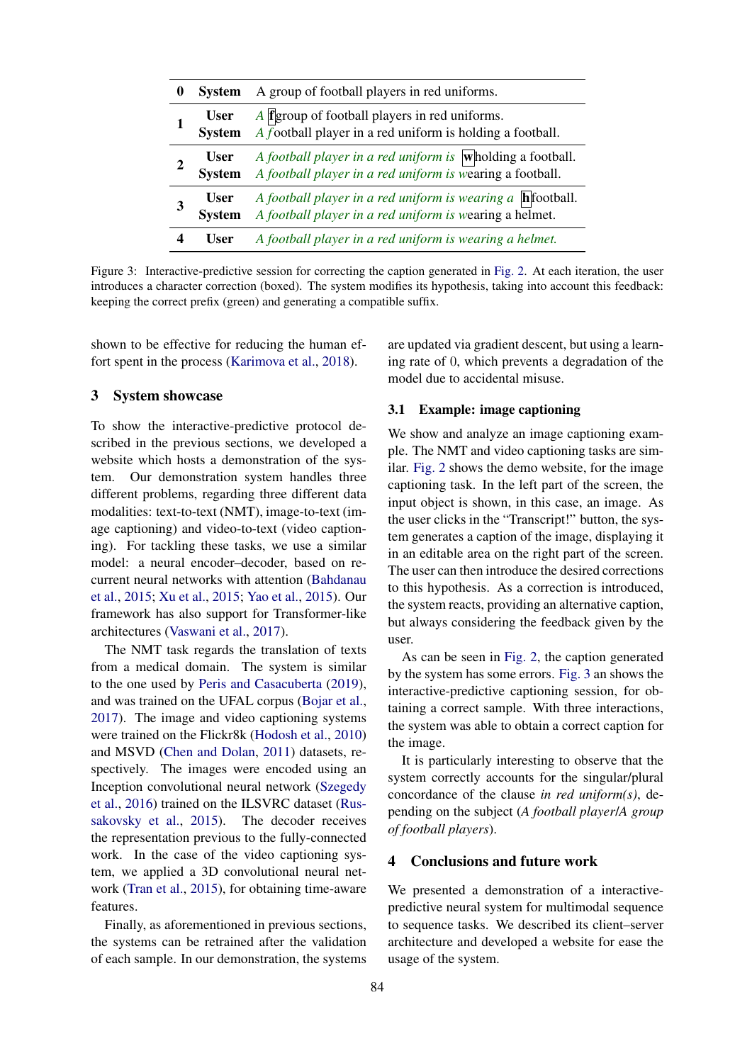| | | |
|---|---|---|
| **0** | **System** | A group of football players in red uniforms. |
| **1** | **User** | *A* [**f**]group of football players in red uniforms. |
| | **System** | *A f*ootball player in a red uniform is holding a football. |
| **2** | **User** | *A football player in a red uniform is* [**w**]holding a football. |
| | **System** | *A football player in a red uniform is w*earing a football. |
| **3** | **User** | *A football player in a red uniform is wearing a* [**h**]football. |
| | **System** | *A football player in a red uniform is w*earing a helmet. |
| **4** | **User** | *A football player in a red uniform is wearing a helmet.* |

Figure 3: Interactive-predictive session for correcting the caption generated in Fig. 2. At each iteration, the user introduces a character correction (boxed). The system modifies its hypothesis, taking into account this feedback: keeping the correct prefix (green) and generating a compatible suffix.

shown to be effective for reducing the human effort spent in the process (Karimova et al., 2018).

## 3 System showcase

To show the interactive-predictive protocol described in the previous sections, we developed a website which hosts a demonstration of the system. Our demonstration system handles three different problems, regarding three different data modalities: text-to-text (NMT), image-to-text (image captioning) and video-to-text (video captioning). For tackling these tasks, we use a similar model: a neural encoder–decoder, based on recurrent neural networks with attention (Bahdanau et al., 2015; Xu et al., 2015; Yao et al., 2015). Our framework has also support for Transformer-like architectures (Vaswani et al., 2017).

The NMT task regards the translation of texts from a medical domain. The system is similar to the one used by Peris and Casacuberta (2019), and was trained on the UFAL corpus (Bojar et al., 2017). The image and video captioning systems were trained on the Flickr8k (Hodosh et al., 2010) and MSVD (Chen and Dolan, 2011) datasets, respectively. The images were encoded using an Inception convolutional neural network (Szegedy et al., 2016) trained on the ILSVRC dataset (Russakovsky et al., 2015). The decoder receives the representation previous to the fully-connected work. In the case of the video captioning system, we applied a 3D convolutional neural network (Tran et al., 2015), for obtaining time-aware features.

Finally, as aforementioned in previous sections, the systems can be retrained after the validation of each sample. In our demonstration, the systems are updated via gradient descent, but using a learning rate of 0, which prevents a degradation of the model due to accidental misuse.

### 3.1 Example: image captioning

We show and analyze an image captioning example. The NMT and video captioning tasks are similar. Fig. 2 shows the demo website, for the image captioning task. In the left part of the screen, the input object is shown, in this case, an image. As the user clicks in the "Transcript!" button, the system generates a caption of the image, displaying it in an editable area on the right part of the screen. The user can then introduce the desired corrections to this hypothesis. As a correction is introduced, the system reacts, providing an alternative caption, but always considering the feedback given by the user.

As can be seen in Fig. 2, the caption generated by the system has some errors. Fig. 3 an shows the interactive-predictive captioning session, for obtaining a correct sample. With three interactions, the system was able to obtain a correct caption for the image.

It is particularly interesting to observe that the system correctly accounts for the singular/plural concordance of the clause *in red uniform(s)*, depending on the subject (*A football player*/*A group of football players*).

## 4 Conclusions and future work

We presented a demonstration of a interactive-predictive neural system for multimodal sequence to sequence tasks. We described its client–server architecture and developed a website for ease the usage of the system.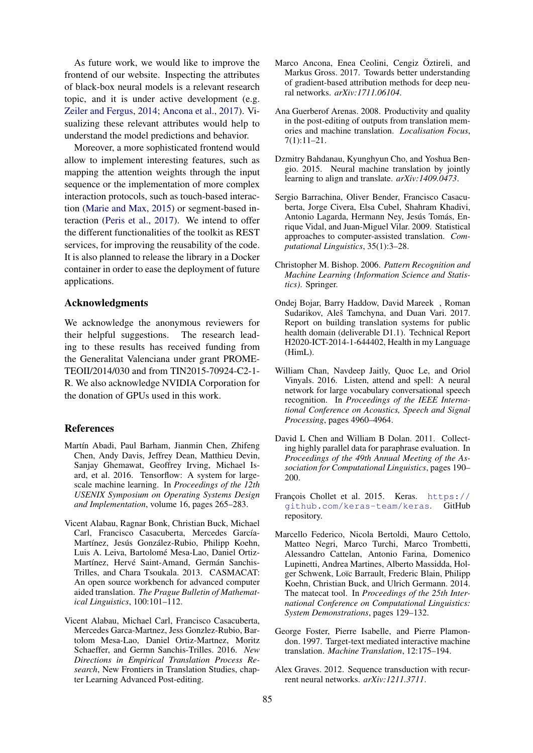As future work, we would like to improve the frontend of our website. Inspecting the attributes of black-box neural models is a relevant research topic, and it is under active development (e.g. Zeiler and Fergus, 2014; Ancona et al., 2017). Visualizing these relevant attributes would help to understand the model predictions and behavior.

Moreover, a more sophisticated frontend would allow to implement interesting features, such as mapping the attention weights through the input sequence or the implementation of more complex interaction protocols, such as touch-based interaction (Marie and Max, 2015) or segment-based interaction (Peris et al., 2017). We intend to offer the different functionalities of the toolkit as REST services, for improving the reusability of the code. It is also planned to release the library in a Docker container in order to ease the deployment of future applications.

## Acknowledgments

We acknowledge the anonymous reviewers for their helpful suggestions. The research leading to these results has received funding from the Generalitat Valenciana under grant PROMETEOII/2014/030 and from TIN2015-70924-C2-1-R. We also acknowledge NVIDIA Corporation for the donation of GPUs used in this work.

## References

Martín Abadi, Paul Barham, Jianmin Chen, Zhifeng Chen, Andy Davis, Jeffrey Dean, Matthieu Devin, Sanjay Ghemawat, Geoffrey Irving, Michael Isard, et al. 2016. Tensorflow: A system for large-scale machine learning. In *Proceedings of the 12th USENIX Symposium on Operating Systems Design and Implementation*, volume 16, pages 265–283.

Vicent Alabau, Ragnar Bonk, Christian Buck, Michael Carl, Francisco Casacuberta, Mercedes García-Martínez, Jesús González-Rubio, Philipp Koehn, Luis A. Leiva, Bartolomé Mesa-Lao, Daniel Ortiz-Martínez, Hervé Saint-Amand, Germán Sanchis-Trilles, and Chara Tsoukala. 2013. CASMACAT: An open source workbench for advanced computer aided translation. *The Prague Bulletin of Mathematical Linguistics*, 100:101–112.

Vicent Alabau, Michael Carl, Francisco Casacuberta, Mercedes Garca-Martnez, Jess Gonzlez-Rubio, Bartolom Mesa-Lao, Daniel Ortiz-Martnez, Moritz Schaeffer, and Germn Sanchis-Trilles. 2016. *New Directions in Empirical Translation Process Research*, New Frontiers in Translation Studies, chapter Learning Advanced Post-editing.

Marco Ancona, Enea Ceolini, Cengiz Öztireli, and Markus Gross. 2017. Towards better understanding of gradient-based attribution methods for deep neural networks. *arXiv:1711.06104*.

Ana Guerberof Arenas. 2008. Productivity and quality in the post-editing of outputs from translation memories and machine translation. *Localisation Focus*, 7(1):11–21.

Dzmitry Bahdanau, Kyunghyun Cho, and Yoshua Bengio. 2015. Neural machine translation by jointly learning to align and translate. *arXiv:1409.0473*.

Sergio Barrachina, Oliver Bender, Francisco Casacuberta, Jorge Civera, Elsa Cubel, Shahram Khadivi, Antonio Lagarda, Hermann Ney, Jesús Tomás, Enrique Vidal, and Juan-Miguel Vilar. 2009. Statistical approaches to computer-assisted translation. *Computational Linguistics*, 35(1):3–28.

Christopher M. Bishop. 2006. *Pattern Recognition and Machine Learning (Information Science and Statistics)*. Springer.

Ondej Bojar, Barry Haddow, David Mareek , Roman Sudarikov, Aleš Tamchyna, and Duan Vari. 2017. Report on building translation systems for public health domain (deliverable D1.1). Technical Report H2020-ICT-2014-1-644402, Health in my Language (HimL).

William Chan, Navdeep Jaitly, Quoc Le, and Oriol Vinyals. 2016. Listen, attend and spell: A neural network for large vocabulary conversational speech recognition. In *Proceedings of the IEEE International Conference on Acoustics, Speech and Signal Processing*, pages 4960–4964.

David L Chen and William B Dolan. 2011. Collecting highly parallel data for paraphrase evaluation. In *Proceedings of the 49th Annual Meeting of the Association for Computational Linguistics*, pages 190–200.

François Chollet et al. 2015. Keras. https://github.com/keras-team/keras. GitHub repository.

Marcello Federico, Nicola Bertoldi, Mauro Cettolo, Matteo Negri, Marco Turchi, Marco Trombetti, Alessandro Cattelan, Antonio Farina, Domenico Lupinetti, Andrea Martines, Alberto Massidda, Holger Schwenk, Loïc Barrault, Frederic Blain, Philipp Koehn, Christian Buck, and Ulrich Germann. 2014. The matecat tool. In *Proceedings of the 25th International Conference on Computational Linguistics: System Demonstrations*, pages 129–132.

George Foster, Pierre Isabelle, and Pierre Plamondon. 1997. Target-text mediated interactive machine translation. *Machine Translation*, 12:175–194.

Alex Graves. 2012. Sequence transduction with recurrent neural networks. *arXiv:1211.3711*.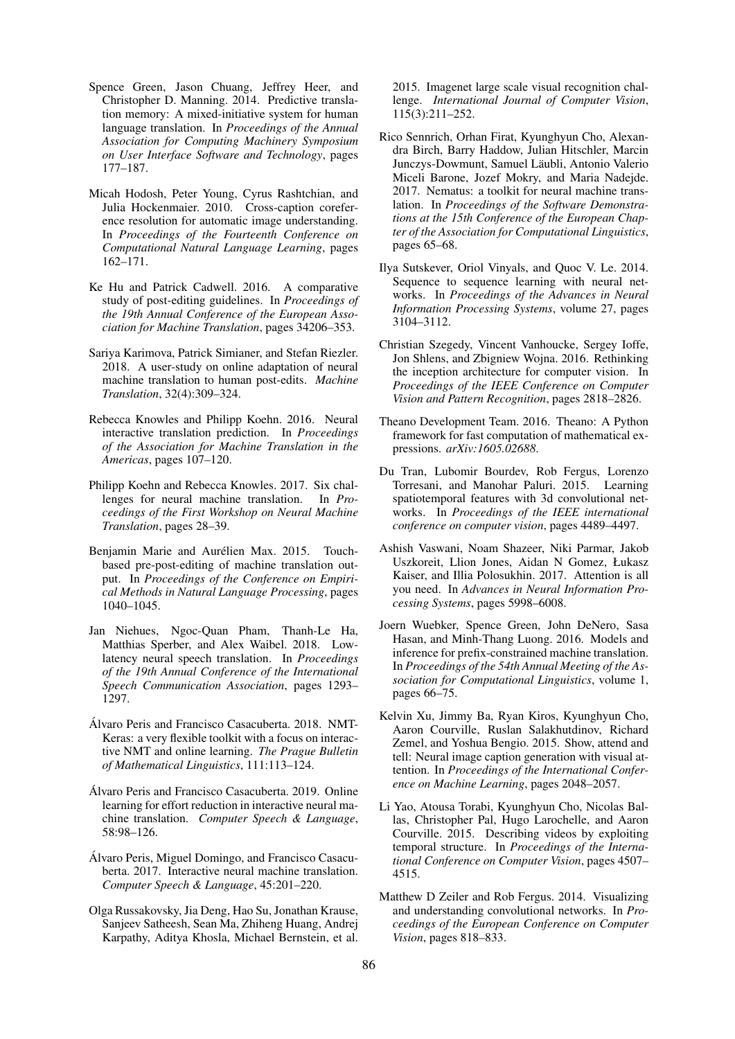Spence Green, Jason Chuang, Jeffrey Heer, and Christopher D. Manning. 2014. Predictive translation memory: A mixed-initiative system for human language translation. In *Proceedings of the Annual Association for Computing Machinery Symposium on User Interface Software and Technology*, pages 177–187.

Micah Hodosh, Peter Young, Cyrus Rashtchian, and Julia Hockenmaier. 2010. Cross-caption coreference resolution for automatic image understanding. In *Proceedings of the Fourteenth Conference on Computational Natural Language Learning*, pages 162–171.

Ke Hu and Patrick Cadwell. 2016. A comparative study of post-editing guidelines. In *Proceedings of the 19th Annual Conference of the European Association for Machine Translation*, pages 34206–353.

Sariya Karimova, Patrick Simianer, and Stefan Riezler. 2018. A user-study on online adaptation of neural machine translation to human post-edits. *Machine Translation*, 32(4):309–324.

Rebecca Knowles and Philipp Koehn. 2016. Neural interactive translation prediction. In *Proceedings of the Association for Machine Translation in the Americas*, pages 107–120.

Philipp Koehn and Rebecca Knowles. 2017. Six challenges for neural machine translation. In *Proceedings of the First Workshop on Neural Machine Translation*, pages 28–39.

Benjamin Marie and Aurélien Max. 2015. Touch-based pre-post-editing of machine translation output. In *Proceedings of the Conference on Empirical Methods in Natural Language Processing*, pages 1040–1045.

Jan Niehues, Ngoc-Quan Pham, Thanh-Le Ha, Matthias Sperber, and Alex Waibel. 2018. Low-latency neural speech translation. In *Proceedings of the 19th Annual Conference of the International Speech Communication Association*, pages 1293–1297.

Álvaro Peris and Francisco Casacuberta. 2018. NMT-Keras: a very flexible toolkit with a focus on interactive NMT and online learning. *The Prague Bulletin of Mathematical Linguistics*, 111:113–124.

Álvaro Peris and Francisco Casacuberta. 2019. Online learning for effort reduction in interactive neural machine translation. *Computer Speech & Language*, 58:98–126.

Álvaro Peris, Miguel Domingo, and Francisco Casacuberta. 2017. Interactive neural machine translation. *Computer Speech & Language*, 45:201–220.

Olga Russakovsky, Jia Deng, Hao Su, Jonathan Krause, Sanjeev Satheesh, Sean Ma, Zhiheng Huang, Andrej Karpathy, Aditya Khosla, Michael Bernstein, et al. 2015. Imagenet large scale visual recognition challenge. *International Journal of Computer Vision*, 115(3):211–252.

Rico Sennrich, Orhan Firat, Kyunghyun Cho, Alexandra Birch, Barry Haddow, Julian Hitschler, Marcin Junczys-Dowmunt, Samuel Läubli, Antonio Valerio Miceli Barone, Jozef Mokry, and Maria Nadejde. 2017. Nematus: a toolkit for neural machine translation. In *Proceedings of the Software Demonstrations at the 15th Conference of the European Chapter of the Association for Computational Linguistics*, pages 65–68.

Ilya Sutskever, Oriol Vinyals, and Quoc V. Le. 2014. Sequence to sequence learning with neural networks. In *Proceedings of the Advances in Neural Information Processing Systems*, volume 27, pages 3104–3112.

Christian Szegedy, Vincent Vanhoucke, Sergey Ioffe, Jon Shlens, and Zbigniew Wojna. 2016. Rethinking the inception architecture for computer vision. In *Proceedings of the IEEE Conference on Computer Vision and Pattern Recognition*, pages 2818–2826.

Theano Development Team. 2016. Theano: A Python framework for fast computation of mathematical expressions. *arXiv:1605.02688*.

Du Tran, Lubomir Bourdev, Rob Fergus, Lorenzo Torresani, and Manohar Paluri. 2015. Learning spatiotemporal features with 3d convolutional networks. In *Proceedings of the IEEE international conference on computer vision*, pages 4489–4497.

Ashish Vaswani, Noam Shazeer, Niki Parmar, Jakob Uszkoreit, Llion Jones, Aidan N Gomez, Łukasz Kaiser, and Illia Polosukhin. 2017. Attention is all you need. In *Advances in Neural Information Processing Systems*, pages 5998–6008.

Joern Wuebker, Spence Green, John DeNero, Sasa Hasan, and Minh-Thang Luong. 2016. Models and inference for prefix-constrained machine translation. In *Proceedings of the 54th Annual Meeting of the Association for Computational Linguistics*, volume 1, pages 66–75.

Kelvin Xu, Jimmy Ba, Ryan Kiros, Kyunghyun Cho, Aaron Courville, Ruslan Salakhutdinov, Richard Zemel, and Yoshua Bengio. 2015. Show, attend and tell: Neural image caption generation with visual attention. In *Proceedings of the International Conference on Machine Learning*, pages 2048–2057.

Li Yao, Atousa Torabi, Kyunghyun Cho, Nicolas Ballas, Christopher Pal, Hugo Larochelle, and Aaron Courville. 2015. Describing videos by exploiting temporal structure. In *Proceedings of the International Conference on Computer Vision*, pages 4507–4515.

Matthew D Zeiler and Rob Fergus. 2014. Visualizing and understanding convolutional networks. In *Proceedings of the European Conference on Computer Vision*, pages 818–833.